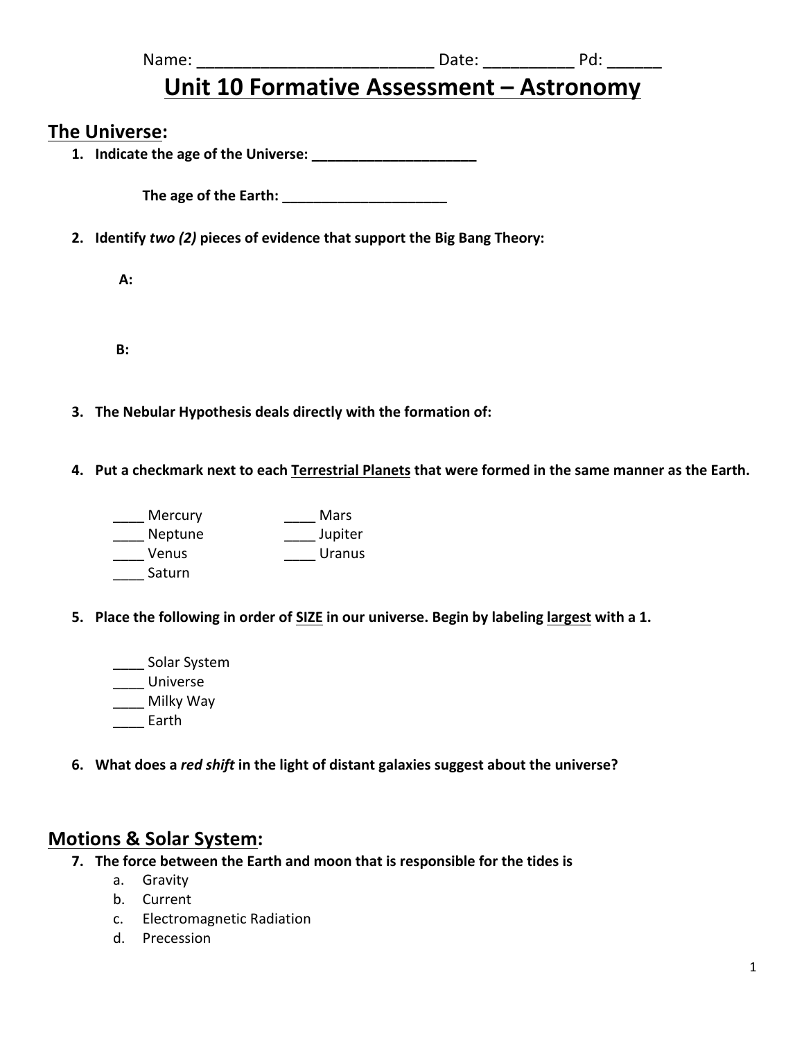Name: _________________________ Date: __________ Pd: ______

# Unit 10 Formative Assessment – Astronomy

## The Universe:

1. **Indicate the age of the Universe: _____________________**

   **The age of the Earth: _____________________**

2. **Identify *two (2)* pieces of evidence that support the Big Bang Theory:**

   **A:**

   **B:**

3. **The Nebular Hypothesis deals directly with the formation of:**

4. **Put a checkmark next to each Terrestrial Planets that were formed in the same manner as the Earth.**

   ____ Mercury
   ____ Neptune
   ____ Venus
   ____ Saturn
   ____ Mars
   ____ Jupiter
   ____ Uranus

5. **Place the following in order of SIZE in our universe. Begin by labeling largest with a 1.**

   ____ Solar System
   ____ Universe
   ____ Milky Way
   ____ Earth

6. **What does a *red shift* in the light of distant galaxies suggest about the universe?**

## Motions & Solar System:

7. **The force between the Earth and moon that is responsible for the tides is**
   a. Gravity
   b. Current
   c. Electromagnetic Radiation
   d. Precession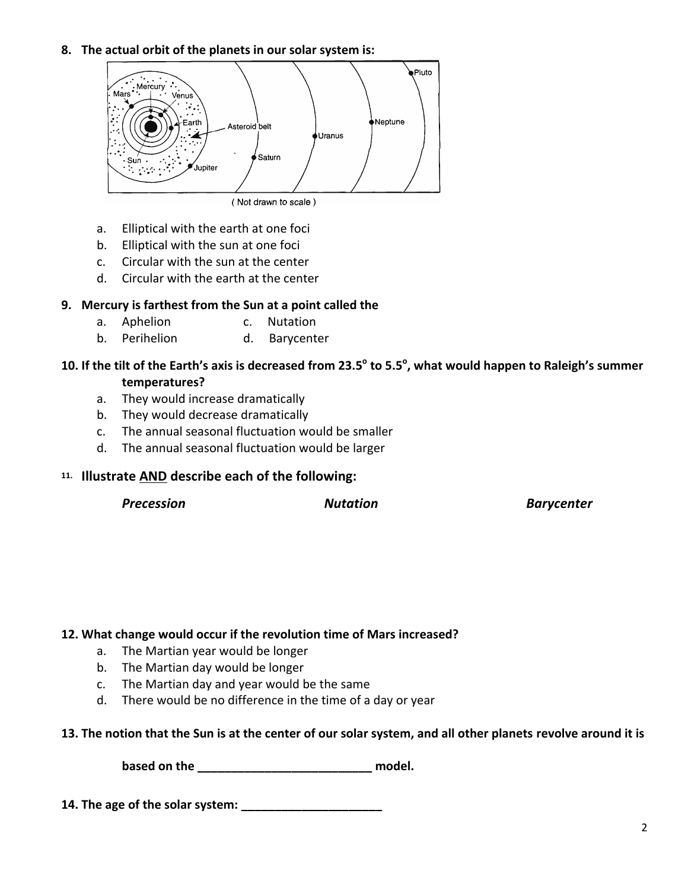**8. The actual orbit of the planets in our solar system is:**

Pluto

Mercury

Mars

Venus

Earth

Asteroid belt

Neptune

Uranus

Saturn

Sun

Jupiter

( Not drawn to scale )

a. Elliptical with the earth at one foci
b. Elliptical with the sun at one foci
c. Circular with the sun at the center
d. Circular with the earth at the center

**9. Mercury is farthest from the Sun at a point called the**

a. Aphelion
b. Perihelion
c. Nutation
d. Barycenter

**10. If the tilt of the Earth's axis is decreased from 23.5° to 5.5°, what would happen to Raleigh's summer temperatures?**

a. They would increase dramatically
b. They would decrease dramatically
c. The annual seasonal fluctuation would be smaller
d. The annual seasonal fluctuation would be larger

**11. Illustrate AND describe each of the following:**

***Precession*** ***Nutation*** ***Barycenter***

**12. What change would occur if the revolution time of Mars increased?**

a. The Martian year would be longer
b. The Martian day would be longer
c. The Martian day and year would be the same
d. There would be no difference in the time of a day or year

**13. The notion that the Sun is at the center of our solar system, and all other planets revolve around it is based on the __________________________ model.**

**14. The age of the solar system: ______________________**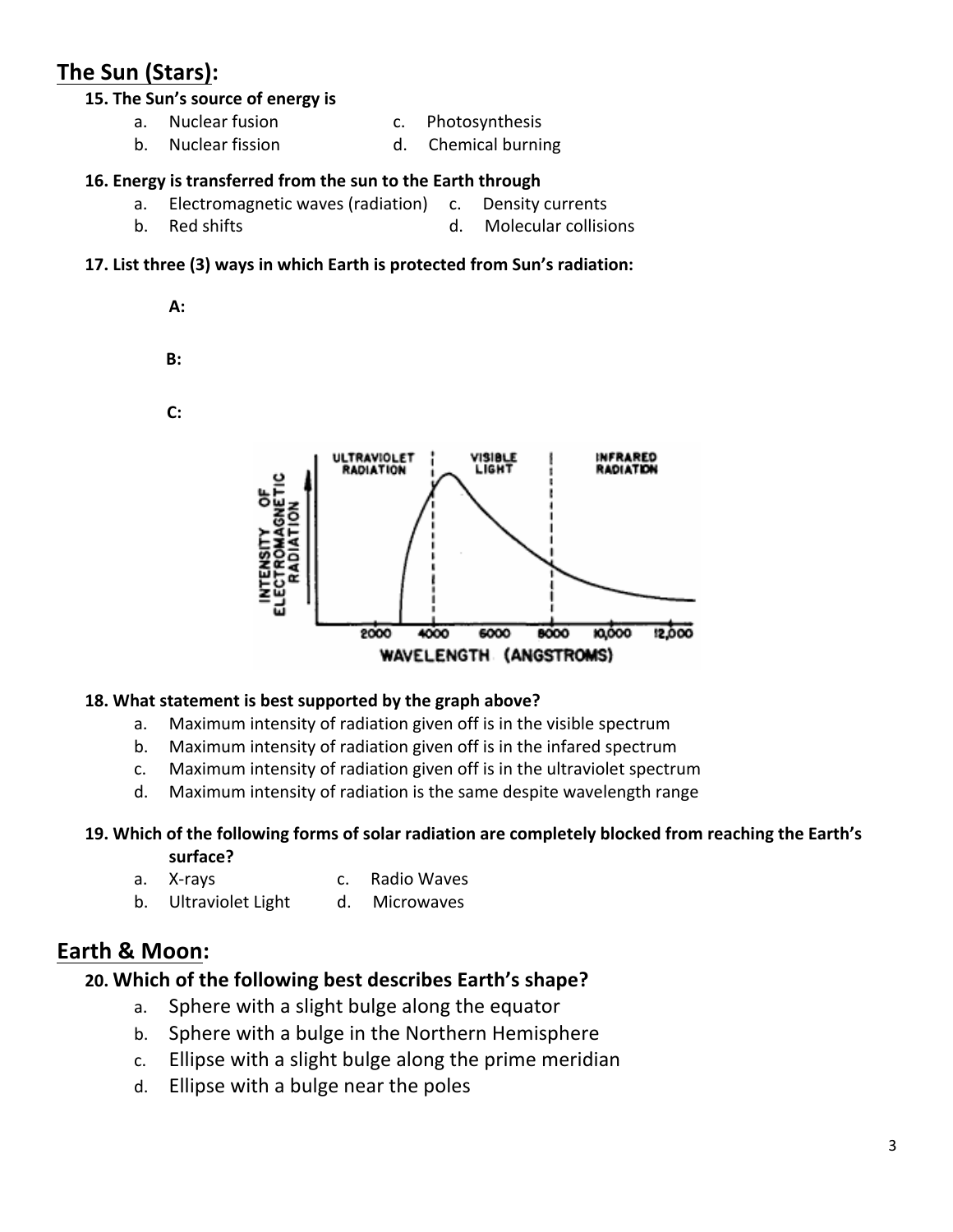## The Sun (Stars):

**15. The Sun's source of energy is**

a. Nuclear fusion
b. Nuclear fission
c. Photosynthesis
d. Chemical burning

**16. Energy is transferred from the sun to the Earth through**

a. Electromagnetic waves (radiation)
b. Red shifts
c. Density currents
d. Molecular collisions

**17. List three (3) ways in which Earth is protected from Sun's radiation:**

**A:**

**B:**

**C:**

ULTRAVIOLET RADIATION
VISIBLE LIGHT
INFRARED RADIATION
INTENSITY OF ELECTROMAGNETIC RADIATION
2000 4000 6000 8000 10,000 12,000
WAVELENGTH (ANGSTROMS)

**18. What statement is best supported by the graph above?**

a. Maximum intensity of radiation given off is in the visible spectrum
b. Maximum intensity of radiation given off is in the infared spectrum
c. Maximum intensity of radiation given off is in the ultraviolet spectrum
d. Maximum intensity of radiation is the same despite wavelength range

**19. Which of the following forms of solar radiation are completely blocked from reaching the Earth's surface?**

a. X-rays
b. Ultraviolet Light
c. Radio Waves
d. Microwaves

## Earth & Moon:

**20. Which of the following best describes Earth's shape?**

a. Sphere with a slight bulge along the equator
b. Sphere with a bulge in the Northern Hemisphere
c. Ellipse with a slight bulge along the prime meridian
d. Ellipse with a bulge near the poles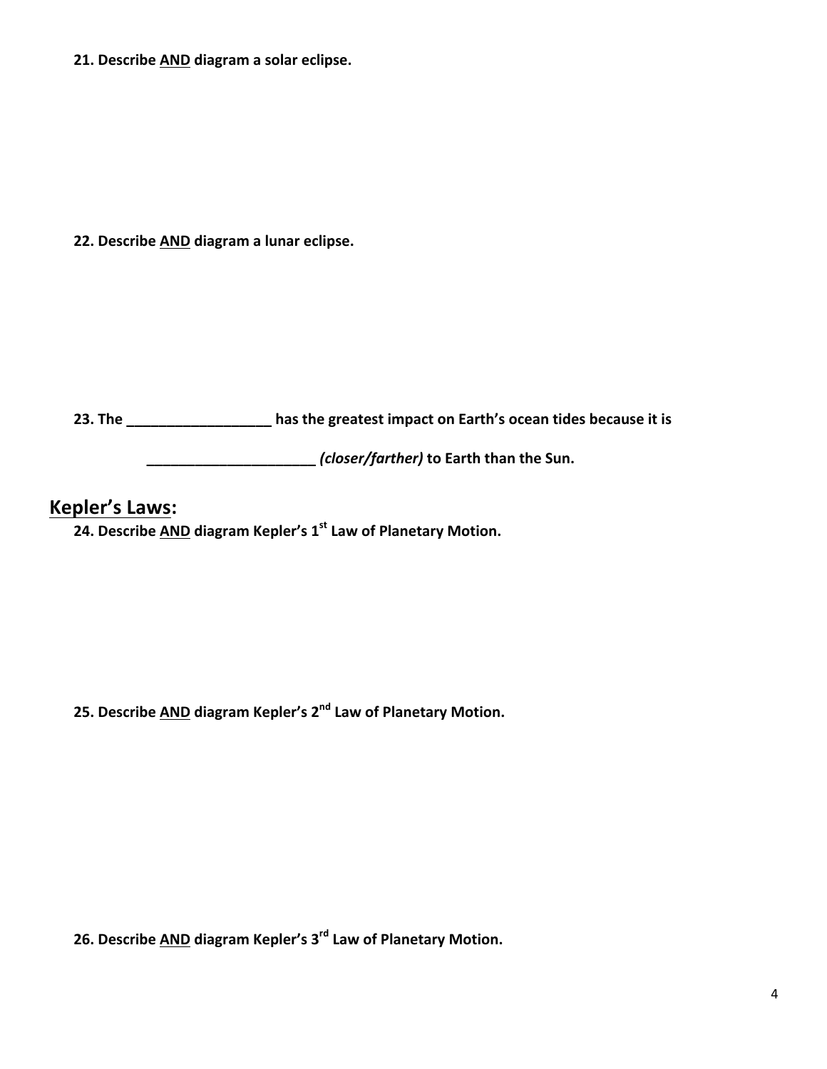**21. Describe AND diagram a solar eclipse.**

**22. Describe AND diagram a lunar eclipse.**

**23. The __________________ has the greatest impact on Earth's ocean tides because it is**

**_____________________ *(closer/farther)* to Earth than the Sun.**

## Kepler's Laws:

**24. Describe AND diagram Kepler's 1st Law of Planetary Motion.**

**25. Describe AND diagram Kepler's 2nd Law of Planetary Motion.**

**26. Describe AND diagram Kepler's 3rd Law of Planetary Motion.**